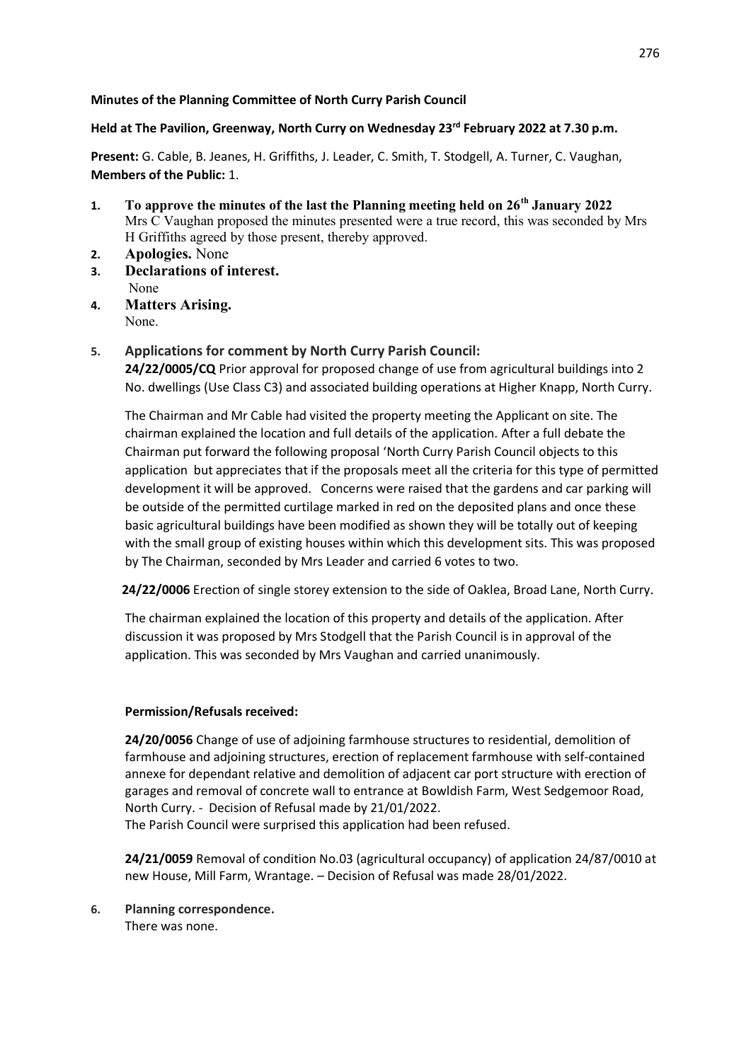**Minutes of the Planning Committee of North Curry Parish Council**

**Held at The Pavilion, Greenway, North Curry on Wednesday 23rd February 2022 at 7.30 p.m.**

**Present:** G. Cable, B. Jeanes, H. Griffiths, J. Leader, C. Smith, T. Stodgell, A. Turner, C. Vaughan,
**Members of the Public:** 1.

1. **To approve the minutes of the last the Planning meeting held on 26th January 2022**
   Mrs C Vaughan proposed the minutes presented were a true record, this was seconded by Mrs H Griffiths agreed by those present, thereby approved.
2. **Apologies.** None
3. **Declarations of interest.**
   None
4. **Matters Arising.**
   None.
5. **Applications for comment by North Curry Parish Council:**
   **24/22/0005/CQ** Prior approval for proposed change of use from agricultural buildings into 2 No. dwellings (Use Class C3) and associated building operations at Higher Knapp, North Curry.

   The Chairman and Mr Cable had visited the property meeting the Applicant on site. The chairman explained the location and full details of the application. After a full debate the Chairman put forward the following proposal 'North Curry Parish Council objects to this application but appreciates that if the proposals meet all the criteria for this type of permitted development it will be approved. Concerns were raised that the gardens and car parking will be outside of the permitted curtilage marked in red on the deposited plans and once these basic agricultural buildings have been modified as shown they will be totally out of keeping with the small group of existing houses within which this development sits. This was proposed by The Chairman, seconded by Mrs Leader and carried 6 votes to two.

   **24/22/0006** Erection of single storey extension to the side of Oaklea, Broad Lane, North Curry.

   The chairman explained the location of this property and details of the application. After discussion it was proposed by Mrs Stodgell that the Parish Council is in approval of the application. This was seconded by Mrs Vaughan and carried unanimously.

   **Permission/Refusals received:**

   **24/20/0056** Change of use of adjoining farmhouse structures to residential, demolition of farmhouse and adjoining structures, erection of replacement farmhouse with self-contained annexe for dependant relative and demolition of adjacent car port structure with erection of garages and removal of concrete wall to entrance at Bowldish Farm, West Sedgemoor Road, North Curry. - Decision of Refusal made by 21/01/2022.
   The Parish Council were surprised this application had been refused.

   **24/21/0059** Removal of condition No.03 (agricultural occupancy) of application 24/87/0010 at new House, Mill Farm, Wrantage. – Decision of Refusal was made 28/01/2022.

6. **Planning correspondence.**
   There was none.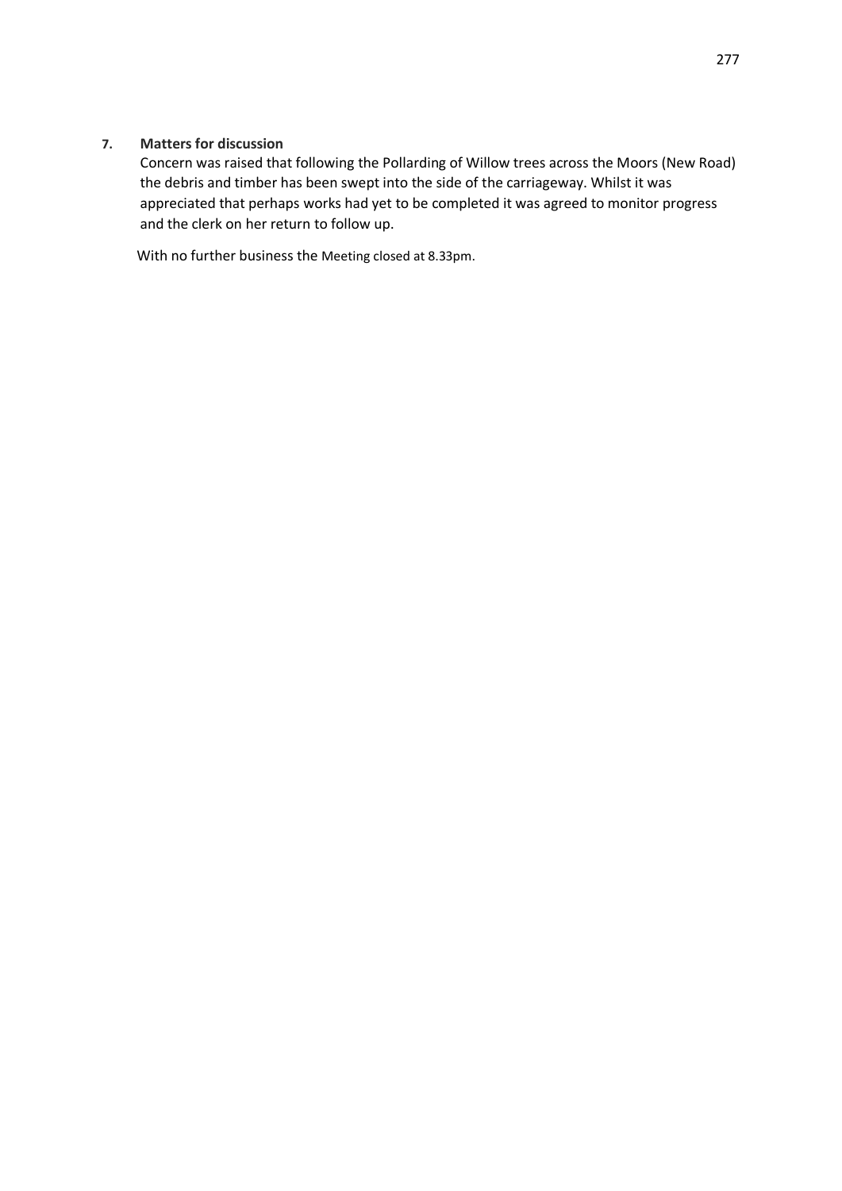**7. Matters for discussion**

Concern was raised that following the Pollarding of Willow trees across the Moors (New Road) the debris and timber has been swept into the side of the carriageway. Whilst it was appreciated that perhaps works had yet to be completed it was agreed to monitor progress and the clerk on her return to follow up.

With no further business the Meeting closed at 8.33pm.